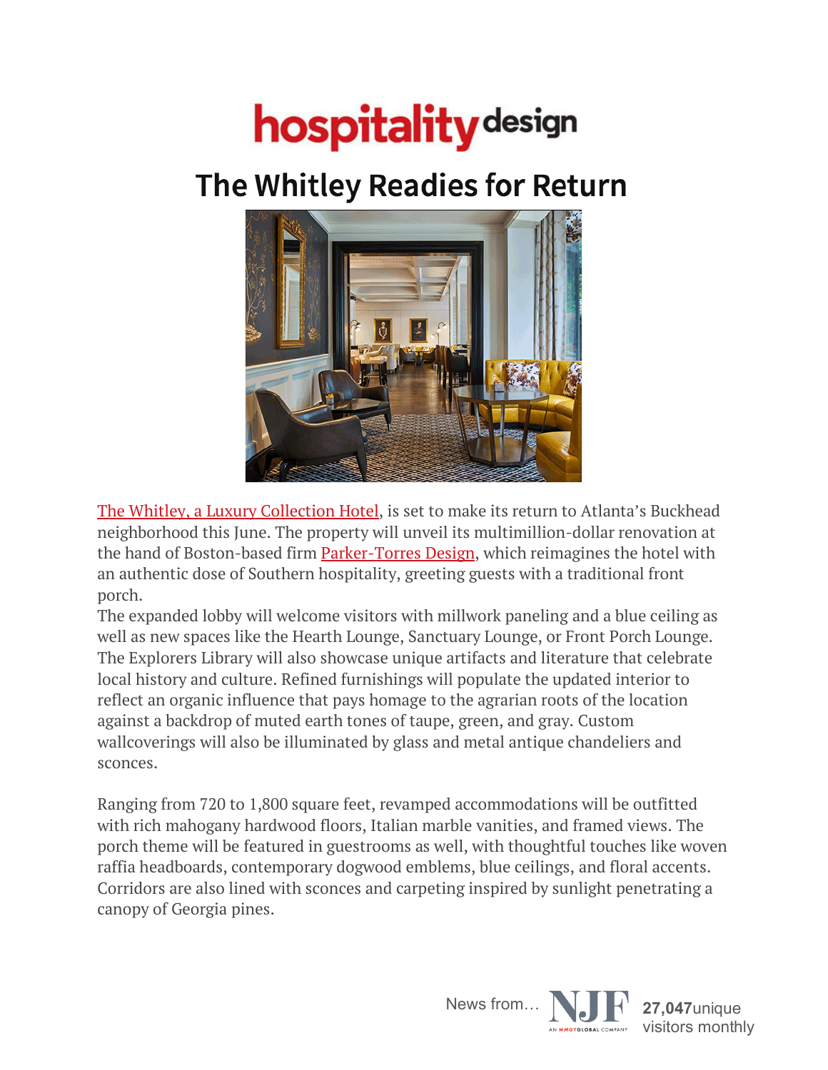hospitality design

# The Whitley Readies for Return

The Whitley, a Luxury Collection Hotel, is set to make its return to Atlanta's Buckhead neighborhood this June. The property will unveil its multimillion-dollar renovation at the hand of Boston-based firm Parker-Torres Design, which reimagines the hotel with an authentic dose of Southern hospitality, greeting guests with a traditional front porch.

The expanded lobby will welcome visitors with millwork paneling and a blue ceiling as well as new spaces like the Hearth Lounge, Sanctuary Lounge, or Front Porch Lounge. The Explorers Library will also showcase unique artifacts and literature that celebrate local history and culture. Refined furnishings will populate the updated interior to reflect an organic influence that pays homage to the agrarian roots of the location against a backdrop of muted earth tones of taupe, green, and gray. Custom wallcoverings will also be illuminated by glass and metal antique chandeliers and sconces.

Ranging from 720 to 1,800 square feet, revamped accommodations will be outfitted with rich mahogany hardwood floors, Italian marble vanities, and framed views. The porch theme will be featured in guestrooms as well, with thoughtful touches like woven raffia headboards, contemporary dogwood emblems, blue ceilings, and floral accents. Corridors are also lined with sconces and carpeting inspired by sunlight penetrating a canopy of Georgia pines.

News from… NJF AN MMGYGLOBAL COMPANY **27,047** unique visitors monthly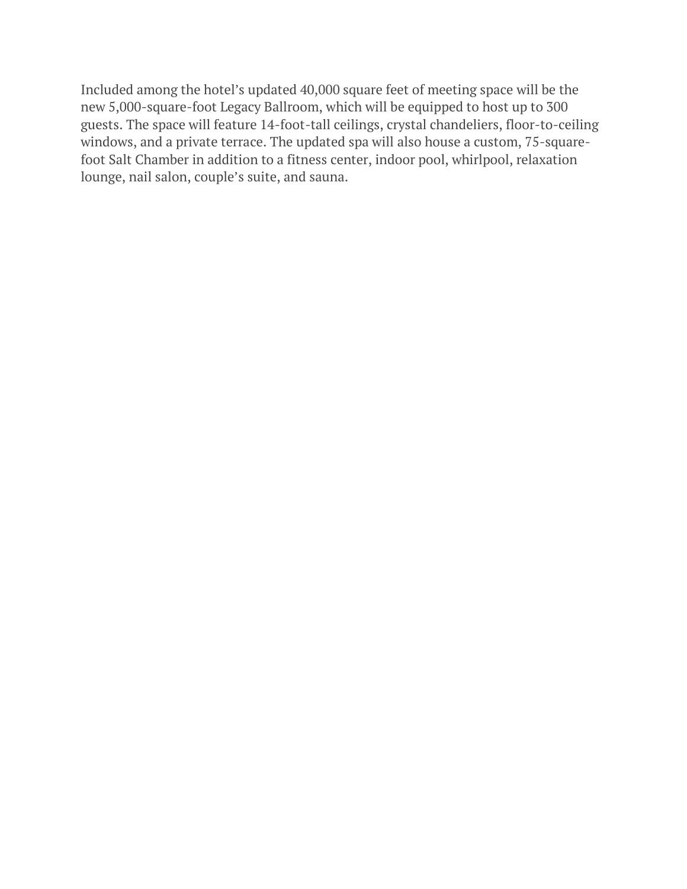Included among the hotel's updated 40,000 square feet of meeting space will be the new 5,000-square-foot Legacy Ballroom, which will be equipped to host up to 300 guests. The space will feature 14-foot-tall ceilings, crystal chandeliers, floor-to-ceiling windows, and a private terrace. The updated spa will also house a custom, 75-square-foot Salt Chamber in addition to a fitness center, indoor pool, whirlpool, relaxation lounge, nail salon, couple's suite, and sauna.